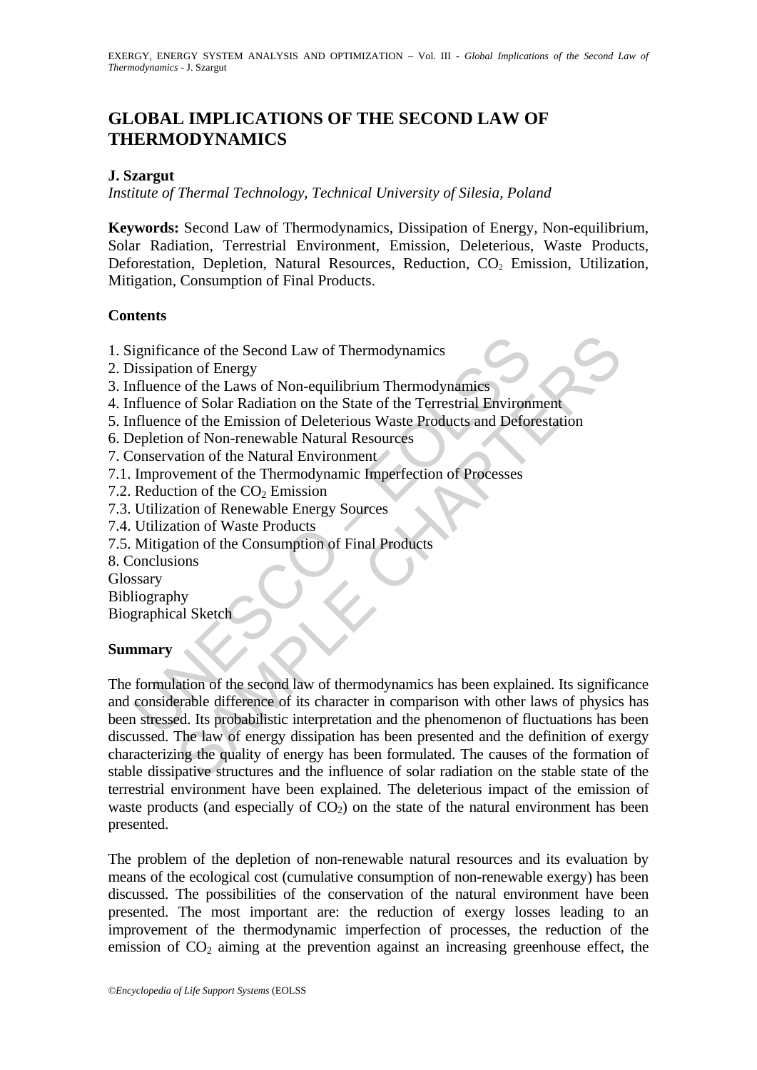# GLOBAL IMPLICATIONS OF THE SECOND LAW OF THERMODYNAMICS

**J. Szargut**

*Institute of Thermal Technology, Technical University of Silesia, Poland*

**Keywords:** Second Law of Thermodynamics, Dissipation of Energy, Non-equilibrium, Solar Radiation, Terrestrial Environment, Emission, Deleterious, Waste Products, Deforestation, Depletion, Natural Resources, Reduction, $CO_2$ Emission, Utilization, Mitigation, Consumption of Final Products.

## Contents

1. Significance of the Second Law of Thermodynamics
2. Dissipation of Energy
3. Influence of the Laws of Non-equilibrium Thermodynamics
4. Influence of Solar Radiation on the State of the Terrestrial Environment
5. Influence of the Emission of Deleterious Waste Products and Deforestation
6. Depletion of Non-renewable Natural Resources
7. Conservation of the Natural Environment
7.1. Improvement of the Thermodynamic Imperfection of Processes
7.2. Reduction of the $CO_2$ Emission
7.3. Utilization of Renewable Energy Sources
7.4. Utilization of Waste Products
7.5. Mitigation of the Consumption of Final Products
8. Conclusions
Glossary
Bibliography
Biographical Sketch

## Summary

The formulation of the second law of thermodynamics has been explained. Its significance and considerable difference of its character in comparison with other laws of physics has been stressed. Its probabilistic interpretation and the phenomenon of fluctuations has been discussed. The law of energy dissipation has been presented and the definition of exergy characterizing the quality of energy has been formulated. The causes of the formation of stable dissipative structures and the influence of solar radiation on the stable state of the terrestrial environment have been explained. The deleterious impact of the emission of waste products (and especially of $CO_2$) on the state of the natural environment has been presented.

The problem of the depletion of non-renewable natural resources and its evaluation by means of the ecological cost (cumulative consumption of non-renewable exergy) has been discussed. The possibilities of the conservation of the natural environment have been presented. The most important are: the reduction of exergy losses leading to an improvement of the thermodynamic imperfection of processes, the reduction of the emission of $CO_2$ aiming at the prevention against an increasing greenhouse effect, the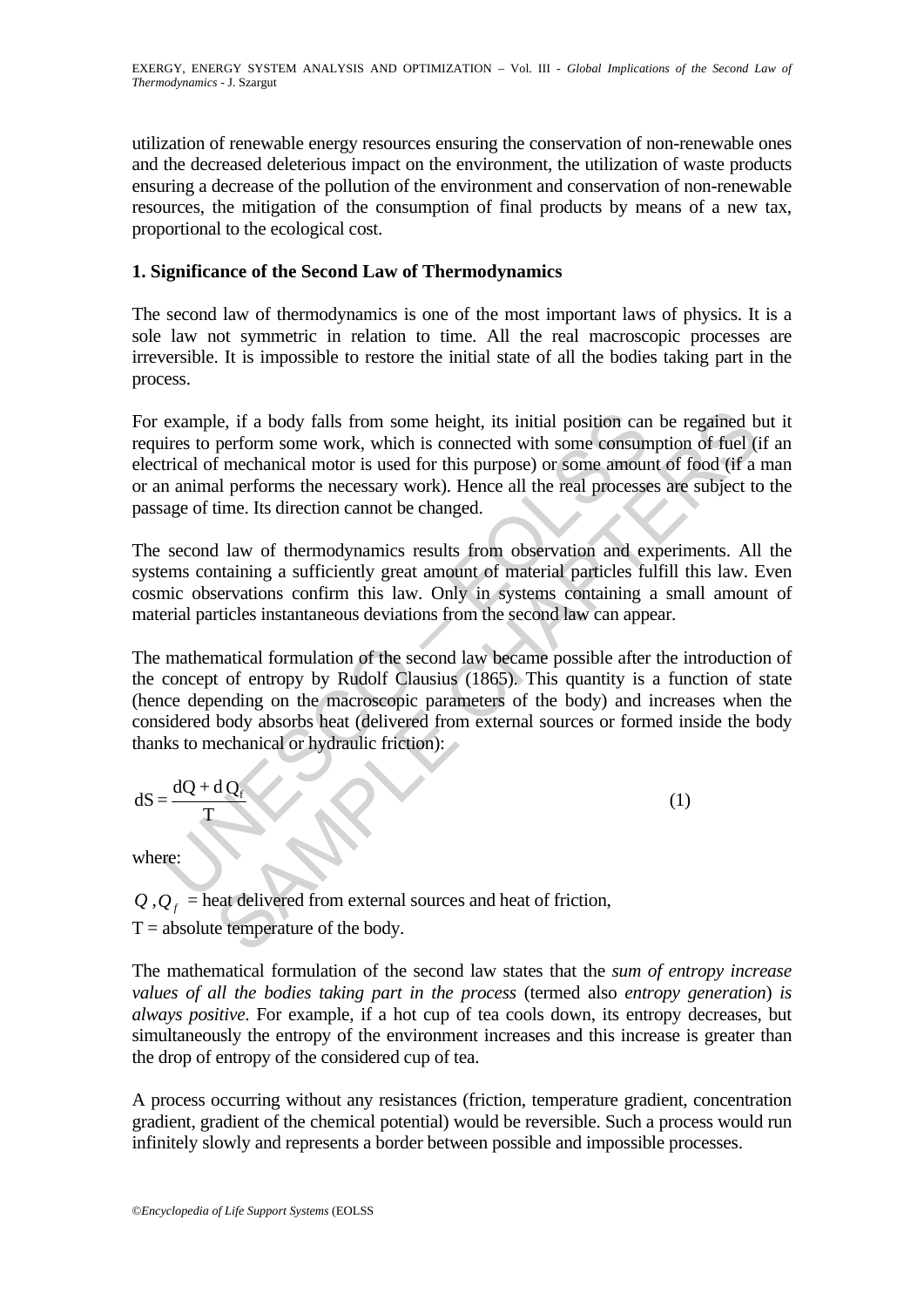utilization of renewable energy resources ensuring the conservation of non-renewable ones and the decreased deleterious impact on the environment, the utilization of waste products ensuring a decrease of the pollution of the environment and conservation of non-renewable resources, the mitigation of the consumption of final products by means of a new tax, proportional to the ecological cost.

## 1. Significance of the Second Law of Thermodynamics

The second law of thermodynamics is one of the most important laws of physics. It is a sole law not symmetric in relation to time. All the real macroscopic processes are irreversible. It is impossible to restore the initial state of all the bodies taking part in the process.

For example, if a body falls from some height, its initial position can be regained but it requires to perform some work, which is connected with some consumption of fuel (if an electrical of mechanical motor is used for this purpose) or some amount of food (if a man or an animal performs the necessary work). Hence all the real processes are subject to the passage of time. Its direction cannot be changed.

The second law of thermodynamics results from observation and experiments. All the systems containing a sufficiently great amount of material particles fulfill this law. Even cosmic observations confirm this law. Only in systems containing a small amount of material particles instantaneous deviations from the second law can appear.

The mathematical formulation of the second law became possible after the introduction of the concept of entropy by Rudolf Clausius (1865). This quantity is a function of state (hence depending on the macroscopic parameters of the body) and increases when the considered body absorbs heat (delivered from external sources or formed inside the body thanks to mechanical or hydraulic friction):

$$dS = \frac{dQ + dQ_f}{T} \tag{1}$$

where:

$Q, Q_f$ = heat delivered from external sources and heat of friction,

$T$ = absolute temperature of the body.

The mathematical formulation of the second law states that the *sum of entropy increase values of all the bodies taking part in the process* (termed also *entropy generation*) *is always positive*. For example, if a hot cup of tea cools down, its entropy decreases, but simultaneously the entropy of the environment increases and this increase is greater than the drop of entropy of the considered cup of tea.

A process occurring without any resistances (friction, temperature gradient, concentration gradient, gradient of the chemical potential) would be reversible. Such a process would run infinitely slowly and represents a border between possible and impossible processes.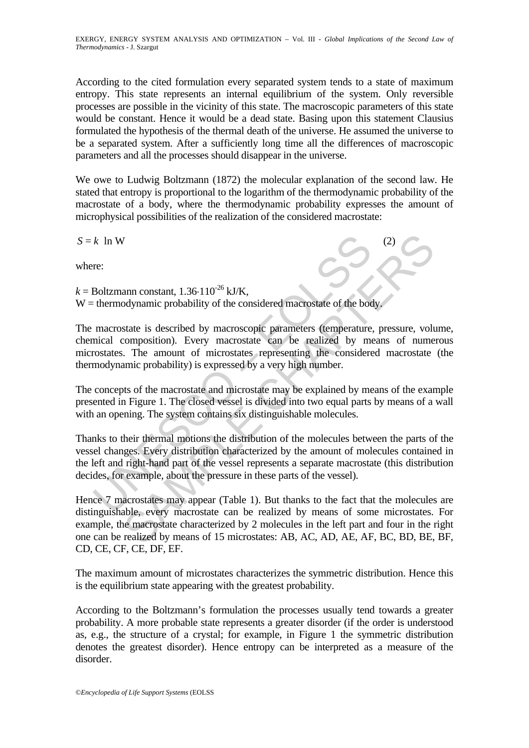According to the cited formulation every separated system tends to a state of maximum entropy. This state represents an internal equilibrium of the system. Only reversible processes are possible in the vicinity of this state. The macroscopic parameters of this state would be constant. Hence it would be a dead state. Basing upon this statement Clausius formulated the hypothesis of the thermal death of the universe. He assumed the universe to be a separated system. After a sufficiently long time all the differences of macroscopic parameters and all the processes should disappear in the universe.

We owe to Ludwig Boltzmann (1872) the molecular explanation of the second law. He stated that entropy is proportional to the logarithm of the thermodynamic probability of the macrostate of a body, where the thermodynamic probability expresses the amount of microphysical possibilities of the realization of the considered macrostate:

$$S = k \ \ln W \tag{2}$$

where:

$k$ = Boltzmann constant, $1.36 \cdot 110^{-26}$ kJ/K,
W = thermodynamic probability of the considered macrostate of the body.

The macrostate is described by macroscopic parameters (temperature, pressure, volume, chemical composition). Every macrostate can be realized by means of numerous microstates. The amount of microstates representing the considered macrostate (the thermodynamic probability) is expressed by a very high number.

The concepts of the macrostate and microstate may be explained by means of the example presented in Figure 1. The closed vessel is divided into two equal parts by means of a wall with an opening. The system contains six distinguishable molecules.

Thanks to their thermal motions the distribution of the molecules between the parts of the vessel changes. Every distribution characterized by the amount of molecules contained in the left and right-hand part of the vessel represents a separate macrostate (this distribution decides, for example, about the pressure in these parts of the vessel).

Hence 7 macrostates may appear (Table 1). But thanks to the fact that the molecules are distinguishable, every macrostate can be realized by means of some microstates. For example, the macrostate characterized by 2 molecules in the left part and four in the right one can be realized by means of 15 microstates: AB, AC, AD, AE, AF, BC, BD, BE, BF, CD, CE, CF, CE, DF, EF.

The maximum amount of microstates characterizes the symmetric distribution. Hence this is the equilibrium state appearing with the greatest probability.

According to the Boltzmann's formulation the processes usually tend towards a greater probability. A more probable state represents a greater disorder (if the order is understood as, e.g., the structure of a crystal; for example, in Figure 1 the symmetric distribution denotes the greatest disorder). Hence entropy can be interpreted as a measure of the disorder.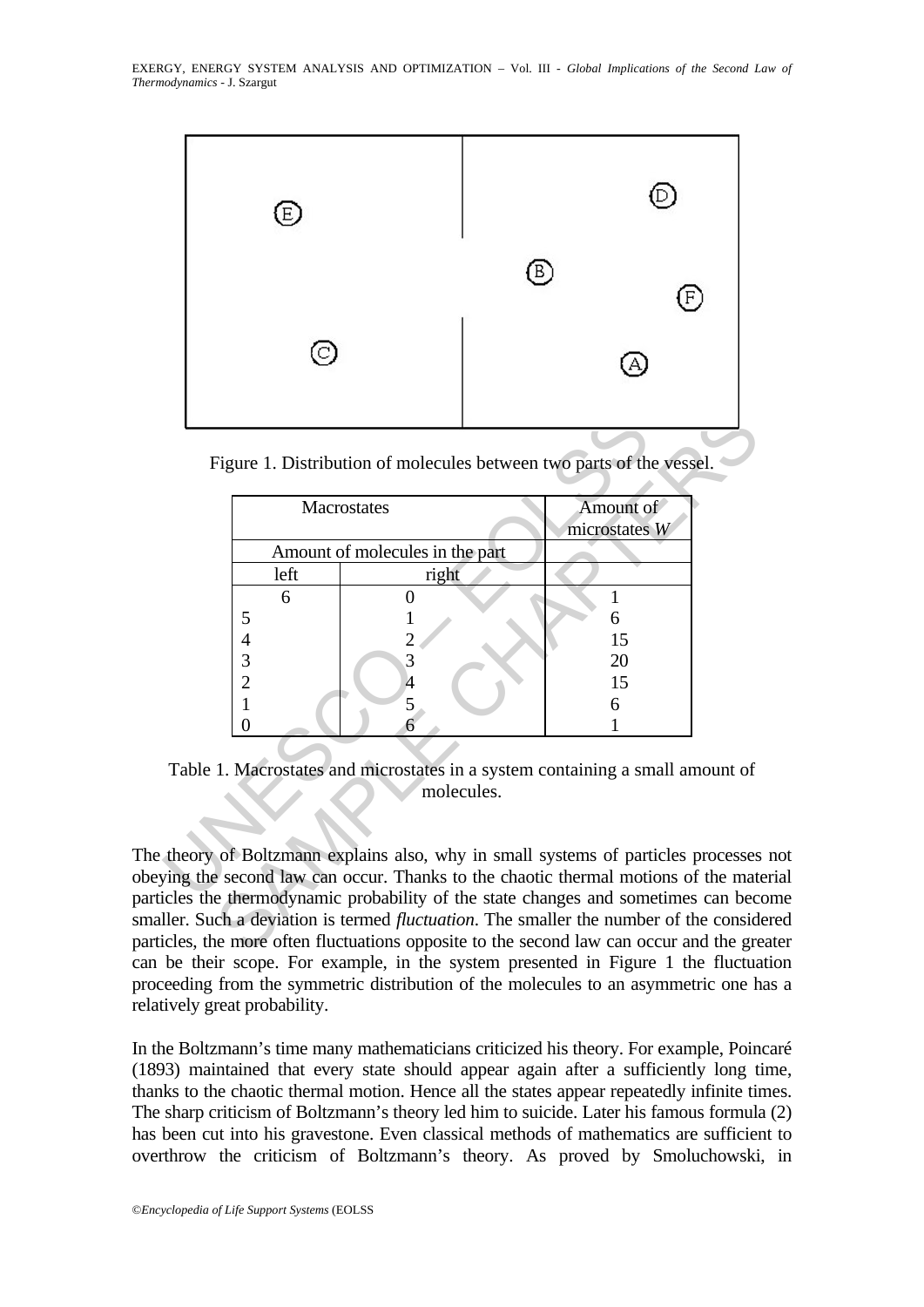Figure 1. Distribution of molecules between two parts of the vessel.

| Macrostates | | Amount of microstates $W$ |
|---|---|---|
| Amount of molecules in the part | | |
| left | right | |
| 6 | 0 | 1 |
| 5 | 1 | 6 |
| 4 | 2 | 15 |
| 3 | 3 | 20 |
| 2 | 4 | 15 |
| 1 | 5 | 6 |
| 0 | 6 | 1 |

Table 1. Macrostates and microstates in a system containing a small amount of molecules.

The theory of Boltzmann explains also, why in small systems of particles processes not obeying the second law can occur. Thanks to the chaotic thermal motions of the material particles the thermodynamic probability of the state changes and sometimes can become smaller. Such a deviation is termed *fluctuation*. The smaller the number of the considered particles, the more often fluctuations opposite to the second law can occur and the greater can be their scope. For example, in the system presented in Figure 1 the fluctuation proceeding from the symmetric distribution of the molecules to an asymmetric one has a relatively great probability.

In the Boltzmann's time many mathematicians criticized his theory. For example, Poincaré (1893) maintained that every state should appear again after a sufficiently long time, thanks to the chaotic thermal motion. Hence all the states appear repeatedly infinite times. The sharp criticism of Boltzmann's theory led him to suicide. Later his famous formula (2) has been cut into his gravestone. Even classical methods of mathematics are sufficient to overthrow the criticism of Boltzmann's theory. As proved by Smoluchowski, in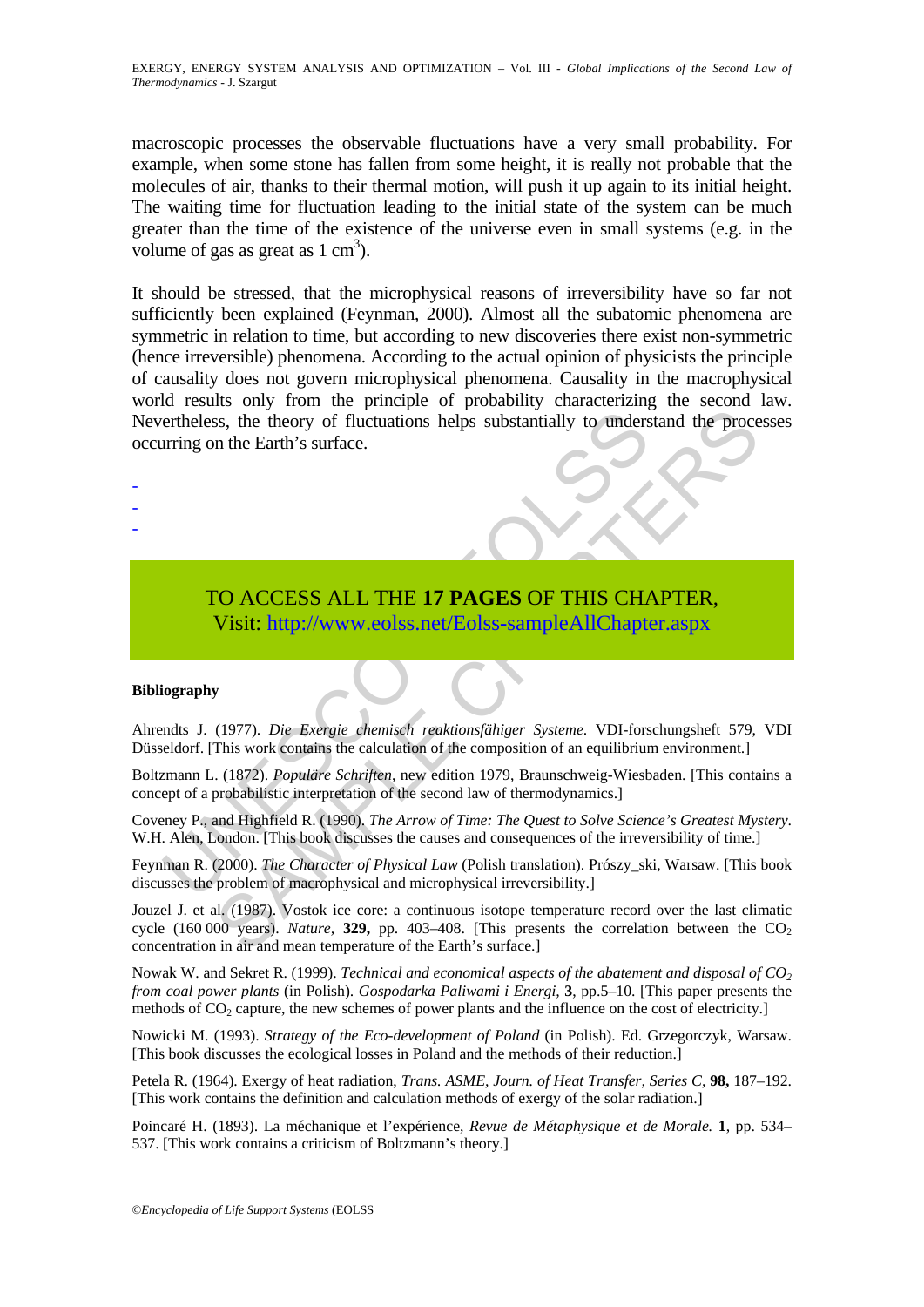macroscopic processes the observable fluctuations have a very small probability. For example, when some stone has fallen from some height, it is really not probable that the molecules of air, thanks to their thermal motion, will push it up again to its initial height. The waiting time for fluctuation leading to the initial state of the system can be much greater than the time of the existence of the universe even in small systems (e.g. in the volume of gas as great as 1 $cm^3$).

It should be stressed, that the microphysical reasons of irreversibility have so far not sufficiently been explained (Feynman, 2000). Almost all the subatomic phenomena are symmetric in relation to time, but according to new discoveries there exist non-symmetric (hence irreversible) phenomena. According to the actual opinion of physicists the principle of causality does not govern microphysical phenomena. Causality in the macrophysical world results only from the principle of probability characterizing the second law. Nevertheless, the theory of fluctuations helps substantially to understand the processes occurring on the Earth's surface.

-
-
-

TO ACCESS ALL THE **17 PAGES** OF THIS CHAPTER,
Visit: http://www.eolss.net/Eolss-sampleAllChapter.aspx

**Bibliography**

Ahrendts J. (1977). *Die Exergie chemisch reaktionsfähiger Systeme*. VDI-forschungsheft 579, VDI Düsseldorf. [This work contains the calculation of the composition of an equilibrium environment.]

Boltzmann L. (1872). *Populäre Schriften*, new edition 1979, Braunschweig-Wiesbaden. [This contains a concept of a probabilistic interpretation of the second law of thermodynamics.]

Coveney P., and Highfield R. (1990). *The Arrow of Time: The Quest to Solve Science's Greatest Mystery*. W.H. Alen, London. [This book discusses the causes and consequences of the irreversibility of time.]

Feynman R. (2000). *The Character of Physical Law* (Polish translation). Prószy_ski, Warsaw. [This book discusses the problem of macrophysical and microphysical irreversibility.]

Jouzel J. et al. (1987). Vostok ice core: a continuous isotope temperature record over the last climatic cycle (160 000 years). *Nature*, **329,** pp. 403–408. [This presents the correlation between the $CO_2$ concentration in air and mean temperature of the Earth's surface.]

Nowak W. and Sekret R. (1999). *Technical and economical aspects of the abatement and disposal of $CO_2$ from coal power plants* (in Polish). *Gospodarka Paliwami i Energi,* **3**, pp.5–10. [This paper presents the methods of $CO_2$ capture, the new schemes of power plants and the influence on the cost of electricity.]

Nowicki M. (1993). *Strategy of the Eco-development of Poland* (in Polish). Ed. Grzegorczyk, Warsaw. [This book discusses the ecological losses in Poland and the methods of their reduction.]

Petela R. (1964). Exergy of heat radiation, *Trans. ASME, Journ. of Heat Transfer, Series C*, **98,** 187–192. [This work contains the definition and calculation methods of exergy of the solar radiation.]

Poincaré H. (1893). La méchanique et l'expérience, *Revue de Métaphysique et de Morale.* **1**, pp. 534–537. [This work contains a criticism of Boltzmann's theory.]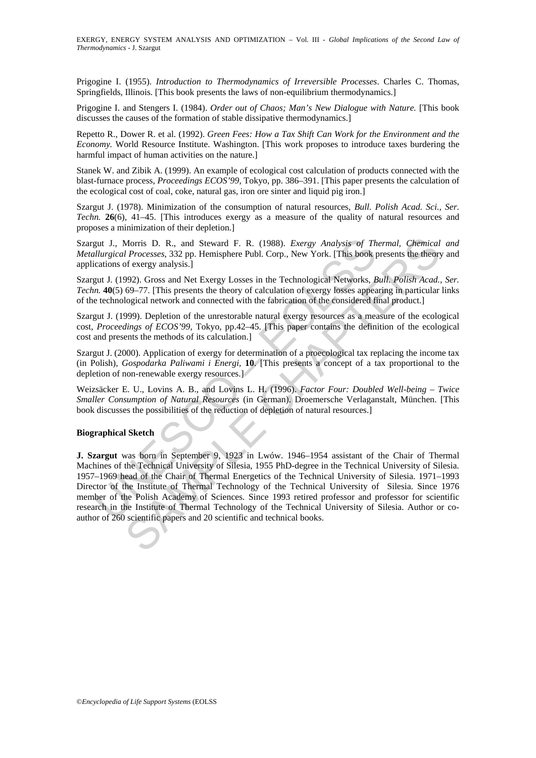Prigogine I. (1955). *Introduction to Thermodynamics of Irreversible Processes*. Charles C. Thomas, Springfields, Illinois. [This book presents the laws of non-equilibrium thermodynamics.]

Prigogine I. and Stengers I. (1984). *Order out of Chaos; Man's New Dialogue with Nature.* [This book discusses the causes of the formation of stable dissipative thermodynamics.]

Repetto R., Dower R. et al. (1992). *Green Fees: How a Tax Shift Can Work for the Environment and the Economy.* World Resource Institute. Washington. [This work proposes to introduce taxes burdering the harmful impact of human activities on the nature.]

Stanek W. and Zibik A. (1999). An example of ecological cost calculation of products connected with the blast-furnace process, *Proceedings ECOS'99*, Tokyo, pp. 386–391. [This paper presents the calculation of the ecological cost of coal, coke, natural gas, iron ore sinter and liquid pig iron.]

Szargut J. (1978). Minimization of the consumption of natural resources, *Bull. Polish Acad. Sci., Ser. Techn.* **26**(6), 41–45. [This introduces exergy as a measure of the quality of natural resources and proposes a minimization of their depletion.]

Szargut J., Morris D. R., and Steward F. R. (1988). *Exergy Analysis of Thermal, Chemical and Metallurgical Processes*, 332 pp. Hemisphere Publ. Corp., New York. [This book presents the theory and applications of exergy analysis.]

Szargut J. (1992). Gross and Net Exergy Losses in the Technological Networks, *Bull. Polish Acad., Ser. Techn.* **40**(5) 69–77. [This presents the theory of calculation of exergy losses appearing in particular links of the technological network and connected with the fabrication of the considered final product.]

Szargut J. (1999). Depletion of the unrestorable natural exergy resources as a measure of the ecological cost, *Proceedings of ECOS'99*, Tokyo, pp.42–45. [This paper contains the definition of the ecological cost and presents the methods of its calculation.]

Szargut J. (2000). Application of exergy for determination of a proecological tax replacing the income tax (in Polish), *Gospodarka Paliwami i Energi*, **10**. [This presents a concept of a tax proportional to the depletion of non-renewable exergy resources.]

Weizsäcker E. U., Lovins A. B., and Lovins L. H. (1996). *Factor Four: Doubled Well-being – Twice Smaller Consumption of Natural Resources* (in German). Droemersche Verlaganstalt, München. [This book discusses the possibilities of the reduction of depletion of natural resources.]

**Biographical Sketch**

**J. Szargut** was born in September 9, 1923 in Lwów. 1946–1954 assistant of the Chair of Thermal Machines of the Technical University of Silesia, 1955 PhD-degree in the Technical University of Silesia. 1957–1969 head of the Chair of Thermal Energetics of the Technical University of Silesia. 1971–1993 Director of the Institute of Thermal Technology of the Technical University of Silesia. Since 1976 member of the Polish Academy of Sciences. Since 1993 retired professor and professor for scientific research in the Institute of Thermal Technology of the Technical University of Silesia. Author or co-author of 260 scientific papers and 20 scientific and technical books.